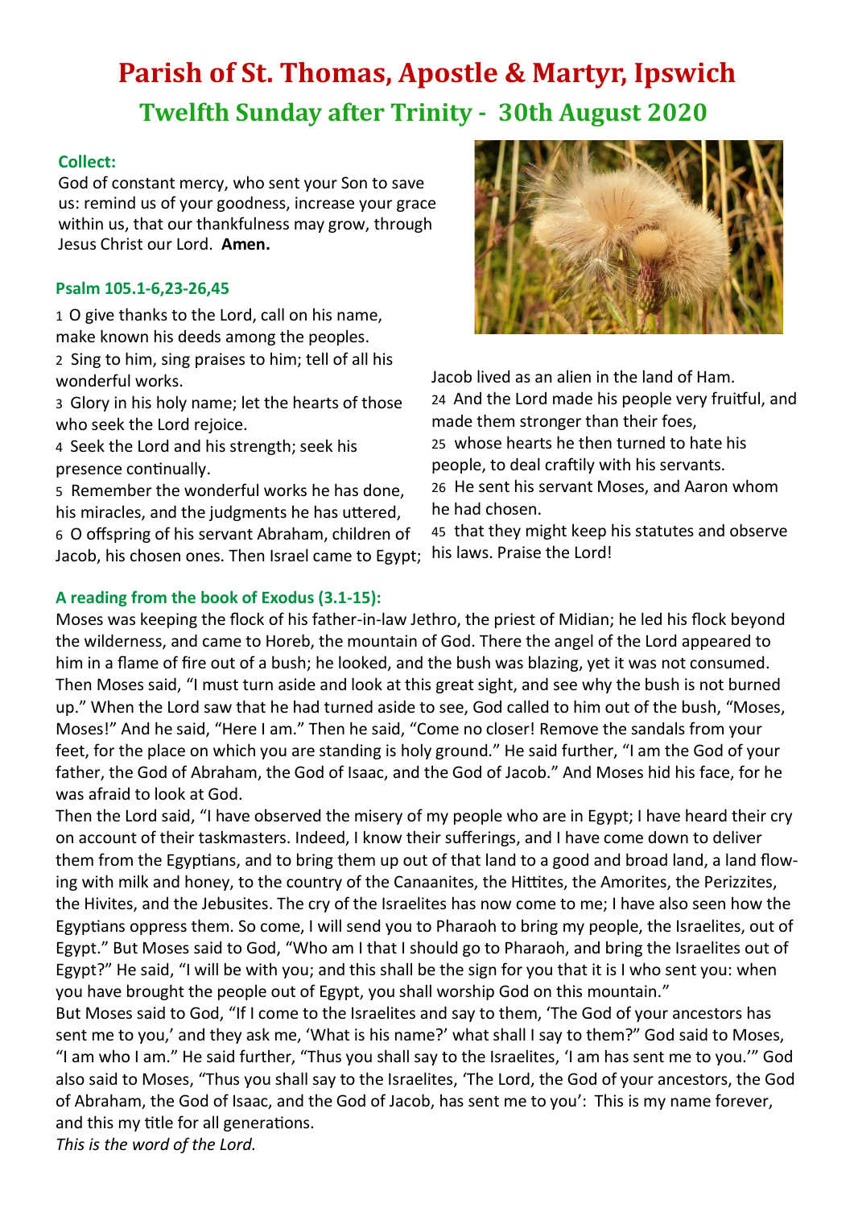# Parish of St. Thomas, Apostle & Martyr, Ipswich

## Twelfth Sunday after Trinity - 30th August 2020

### Collect:

God of constant mercy, who sent your Son to save us: remind us of your goodness, increase your grace within us, that our thankfulness may grow, through Jesus Christ our Lord. **Amen.**

### Psalm 105.1-6,23-26,45

1 O give thanks to the Lord, call on his name, make known his deeds among the peoples.
2 Sing to him, sing praises to him; tell of all his wonderful works.
3 Glory in his holy name; let the hearts of those who seek the Lord rejoice.
4 Seek the Lord and his strength; seek his presence continually.
5 Remember the wonderful works he has done, his miracles, and the judgments he has uttered,
6 O offspring of his servant Abraham, children of Jacob, his chosen ones. Then Israel came to Egypt; Jacob lived as an alien in the land of Ham.
24 And the Lord made his people very fruitful, and made them stronger than their foes,
25 whose hearts he then turned to hate his people, to deal craftily with his servants.
26 He sent his servant Moses, and Aaron whom he had chosen.
45 that they might keep his statutes and observe his laws. Praise the Lord!

### A reading from the book of Exodus (3.1-15):

Moses was keeping the flock of his father-in-law Jethro, the priest of Midian; he led his flock beyond the wilderness, and came to Horeb, the mountain of God. There the angel of the Lord appeared to him in a flame of fire out of a bush; he looked, and the bush was blazing, yet it was not consumed. Then Moses said, "I must turn aside and look at this great sight, and see why the bush is not burned up." When the Lord saw that he had turned aside to see, God called to him out of the bush, "Moses, Moses!" And he said, "Here I am." Then he said, "Come no closer! Remove the sandals from your feet, for the place on which you are standing is holy ground." He said further, "I am the God of your father, the God of Abraham, the God of Isaac, and the God of Jacob." And Moses hid his face, for he was afraid to look at God.

Then the Lord said, "I have observed the misery of my people who are in Egypt; I have heard their cry on account of their taskmasters. Indeed, I know their sufferings, and I have come down to deliver them from the Egyptians, and to bring them up out of that land to a good and broad land, a land flowing with milk and honey, to the country of the Canaanites, the Hittites, the Amorites, the Perizzites, the Hivites, and the Jebusites. The cry of the Israelites has now come to me; I have also seen how the Egyptians oppress them. So come, I will send you to Pharaoh to bring my people, the Israelites, out of Egypt." But Moses said to God, "Who am I that I should go to Pharaoh, and bring the Israelites out of Egypt?" He said, "I will be with you; and this shall be the sign for you that it is I who sent you: when you have brought the people out of Egypt, you shall worship God on this mountain."

But Moses said to God, "If I come to the Israelites and say to them, 'The God of your ancestors has sent me to you,' and they ask me, 'What is his name?' what shall I say to them?" God said to Moses, "I am who I am." He said further, "Thus you shall say to the Israelites, 'I am has sent me to you.'" God also said to Moses, "Thus you shall say to the Israelites, 'The Lord, the God of your ancestors, the God of Abraham, the God of Isaac, and the God of Jacob, has sent me to you': This is my name forever, and this my title for all generations.

*This is the word of the Lord.*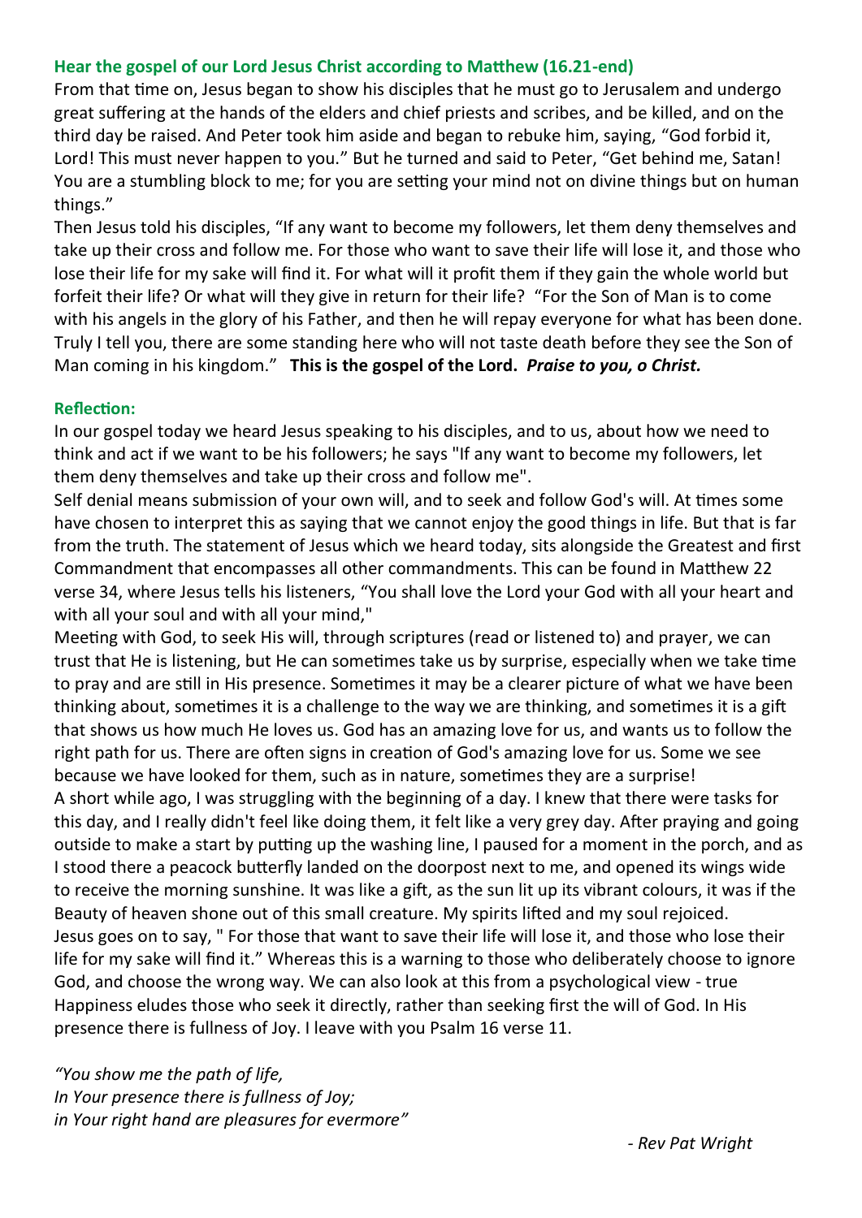**Hear the gospel of our Lord Jesus Christ according to Matthew (16.21-end)**

From that time on, Jesus began to show his disciples that he must go to Jerusalem and undergo great suffering at the hands of the elders and chief priests and scribes, and be killed, and on the third day be raised. And Peter took him aside and began to rebuke him, saying, "God forbid it, Lord! This must never happen to you." But he turned and said to Peter, "Get behind me, Satan! You are a stumbling block to me; for you are setting your mind not on divine things but on human things."

Then Jesus told his disciples, "If any want to become my followers, let them deny themselves and take up their cross and follow me. For those who want to save their life will lose it, and those who lose their life for my sake will find it. For what will it profit them if they gain the whole world but forfeit their life? Or what will they give in return for their life? "For the Son of Man is to come with his angels in the glory of his Father, and then he will repay everyone for what has been done. Truly I tell you, there are some standing here who will not taste death before they see the Son of Man coming in his kingdom." **This is the gospel of the Lord.** ***Praise to you, o Christ.***

**Reflection:**

In our gospel today we heard Jesus speaking to his disciples, and to us, about how we need to think and act if we want to be his followers; he says "If any want to become my followers, let them deny themselves and take up their cross and follow me".

Self denial means submission of your own will, and to seek and follow God's will. At times some have chosen to interpret this as saying that we cannot enjoy the good things in life. But that is far from the truth. The statement of Jesus which we heard today, sits alongside the Greatest and first Commandment that encompasses all other commandments. This can be found in Matthew 22 verse 34, where Jesus tells his listeners, "You shall love the Lord your God with all your heart and with all your soul and with all your mind,"

Meeting with God, to seek His will, through scriptures (read or listened to) and prayer, we can trust that He is listening, but He can sometimes take us by surprise, especially when we take time to pray and are still in His presence. Sometimes it may be a clearer picture of what we have been thinking about, sometimes it is a challenge to the way we are thinking, and sometimes it is a gift that shows us how much He loves us. God has an amazing love for us, and wants us to follow the right path for us. There are often signs in creation of God's amazing love for us. Some we see because we have looked for them, such as in nature, sometimes they are a surprise!

A short while ago, I was struggling with the beginning of a day. I knew that there were tasks for this day, and I really didn't feel like doing them, it felt like a very grey day. After praying and going outside to make a start by putting up the washing line, I paused for a moment in the porch, and as I stood there a peacock butterfly landed on the doorpost next to me, and opened its wings wide to receive the morning sunshine. It was like a gift, as the sun lit up its vibrant colours, it was if the Beauty of heaven shone out of this small creature. My spirits lifted and my soul rejoiced.

Jesus goes on to say, " For those that want to save their life will lose it, and those who lose their life for my sake will find it." Whereas this is a warning to those who deliberately choose to ignore God, and choose the wrong way. We can also look at this from a psychological view - true Happiness eludes those who seek it directly, rather than seeking first the will of God. In His presence there is fullness of Joy. I leave with you Psalm 16 verse 11.

*"You show me the path of life,*
*In Your presence there is fullness of Joy;*
*in Your right hand are pleasures for evermore"*

*- Rev Pat Wright*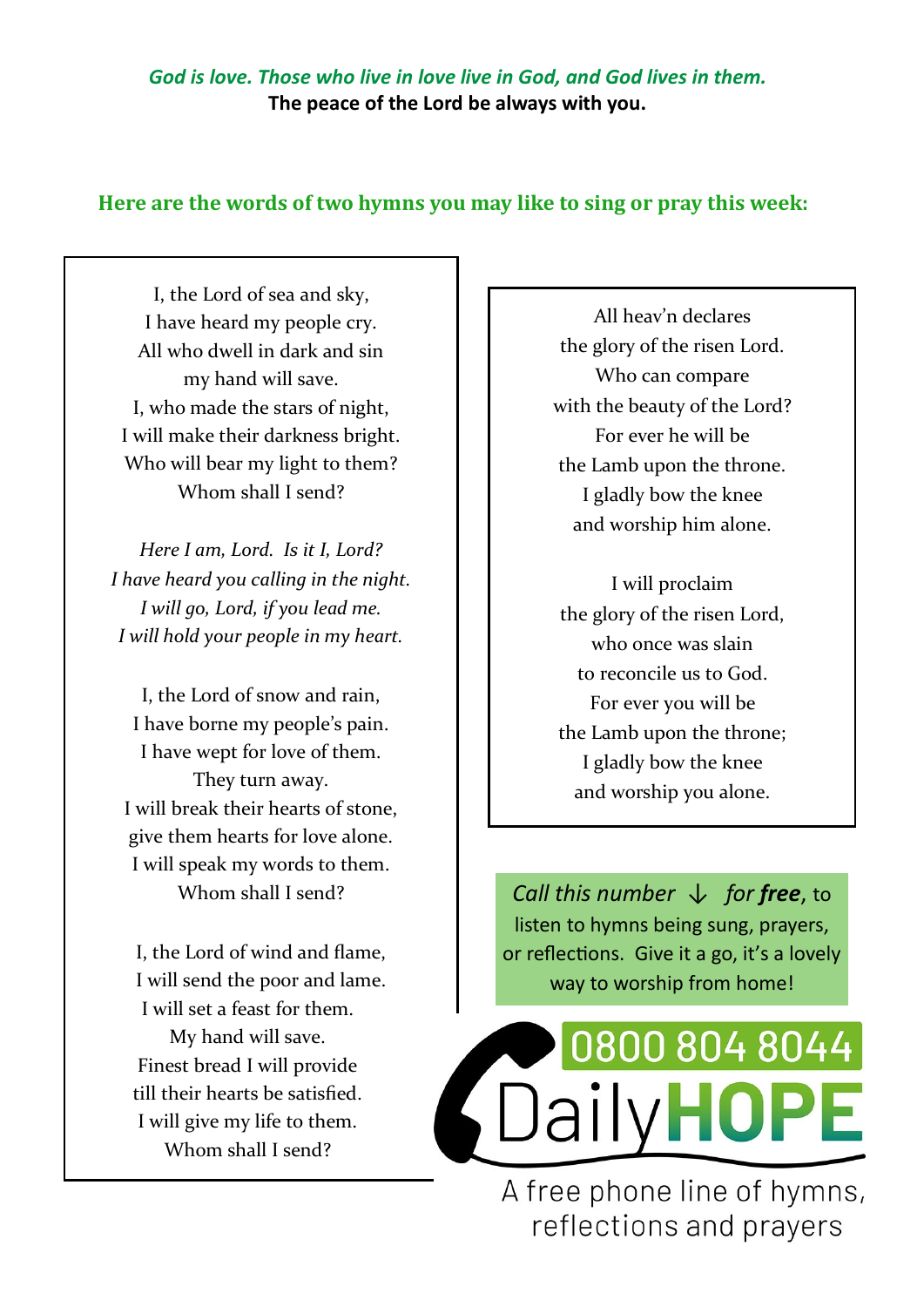*God is love. Those who live in love live in God, and God lives in them.*
**The peace of the Lord be always with you.**

## Here are the words of two hymns you may like to sing or pray this week:

I, the Lord of sea and sky,
I have heard my people cry.
All who dwell in dark and sin
my hand will save.
I, who made the stars of night,
I will make their darkness bright.
Who will bear my light to them?
Whom shall I send?

*Here I am, Lord. Is it I, Lord?*
*I have heard you calling in the night.*
*I will go, Lord, if you lead me.*
*I will hold your people in my heart.*

I, the Lord of snow and rain,
I have borne my people's pain.
I have wept for love of them.
They turn away.
I will break their hearts of stone,
give them hearts for love alone.
I will speak my words to them.
Whom shall I send?

I, the Lord of wind and flame,
I will send the poor and lame.
I will set a feast for them.
My hand will save.
Finest bread I will provide
till their hearts be satisfied.
I will give my life to them.
Whom shall I send?

---

All heav'n declares
the glory of the risen Lord.
Who can compare
with the beauty of the Lord?
For ever he will be
the Lamb upon the throne.
I gladly bow the knee
and worship him alone.

I will proclaim
the glory of the risen Lord,
who once was slain
to reconcile us to God.
For ever you will be
the Lamb upon the throne;
I gladly bow the knee
and worship you alone.

---

*Call this number* ↓ *for **free***, to listen to hymns being sung, prayers, or reflections. Give it a go, it's a lovely way to worship from home!

**0800 804 8044**

Daily**HOPE**

A free phone line of hymns, reflections and prayers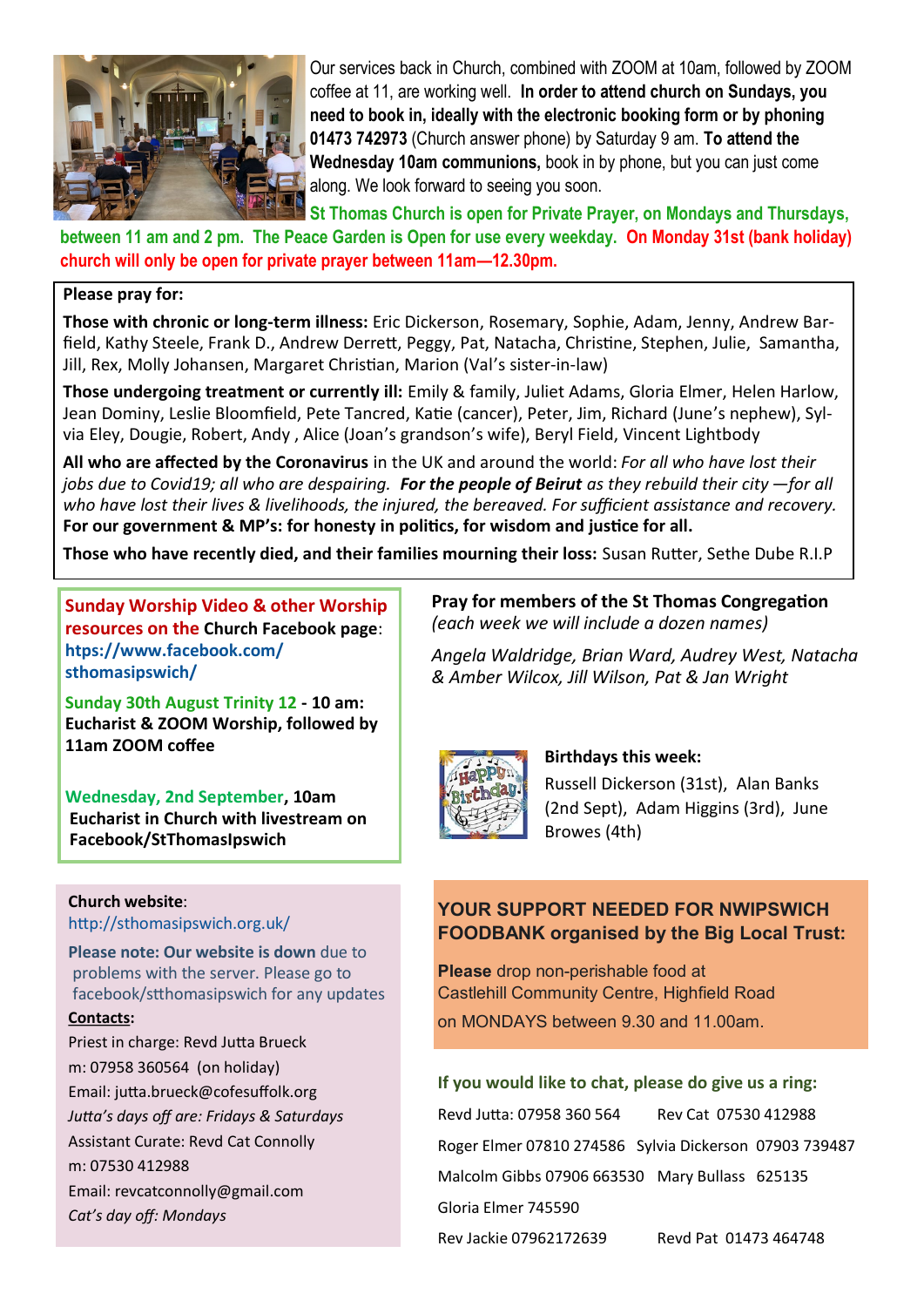Our services back in Church, combined with ZOOM at 10am, followed by ZOOM coffee at 11, are working well. **In order to attend church on Sundays, you need to book in, ideally with the electronic booking form or by phoning 01473 742973** (Church answer phone) by Saturday 9 am. **To attend the Wednesday 10am communions,** book in by phone, but you can just come along. We look forward to seeing you soon.

**St Thomas Church is open for Private Prayer, on Mondays and Thursdays, between 11 am and 2 pm. The Peace Garden is Open for use every weekday. On Monday 31st (bank holiday) church will only be open for private prayer between 11am—12.30pm.**

**Please pray for:**

**Those with chronic or long-term illness:** Eric Dickerson, Rosemary, Sophie, Adam, Jenny, Andrew Barfield, Kathy Steele, Frank D., Andrew Derrett, Peggy, Pat, Natacha, Christine, Stephen, Julie, Samantha, Jill, Rex, Molly Johansen, Margaret Christian, Marion (Val's sister-in-law)

**Those undergoing treatment or currently ill:** Emily & family, Juliet Adams, Gloria Elmer, Helen Harlow, Jean Dominy, Leslie Bloomfield, Pete Tancred, Katie (cancer), Peter, Jim, Richard (June's nephew), Sylvia Eley, Dougie, Robert, Andy , Alice (Joan's grandson's wife), Beryl Field, Vincent Lightbody

**All who are affected by the Coronavirus** in the UK and around the world: *For all who have lost their jobs due to Covid19; all who are despairing.* ***For the people of Beirut*** *as they rebuild their city —for all who have lost their lives & livelihoods, the injured, the bereaved. For sufficient assistance and recovery.*
**For our government & MP's: for honesty in politics, for wisdom and justice for all.**

**Those who have recently died, and their families mourning their loss:** Susan Rutter, Sethe Dube R.I.P

**Sunday Worship Video & other Worship resources on the Church Facebook page**: **htps://www.facebook.com/sthomasipswich/**

**Sunday 30th August Trinity 12 - 10 am: Eucharist & ZOOM Worship, followed by 11am ZOOM coffee**

**Wednesday, 2nd September, 10am Eucharist in Church with livestream on Facebook/StThomasIpswich**

**Pray for members of the St Thomas Congregation**
*(each week we will include a dozen names)*

*Angela Waldridge, Brian Ward, Audrey West, Natacha & Amber Wilcox, Jill Wilson, Pat & Jan Wright*

**Birthdays this week:**
Russell Dickerson (31st), Alan Banks (2nd Sept), Adam Higgins (3rd), June Browes (4th)

**Church website**:
http://sthomasipswich.org.uk/

**Please note: Our website is down** due to problems with the server. Please go to facebook/stthomasipswich for any updates

**Contacts:**
Priest in charge: Revd Jutta Brueck
m: 07958 360564 (on holiday)
Email: jutta.brueck@cofesuffolk.org
*Jutta's days off are: Fridays & Saturdays*
Assistant Curate: Revd Cat Connolly
m: 07530 412988
Email: revcatconnolly@gmail.com
*Cat's day off: Mondays*

**YOUR SUPPORT NEEDED FOR NWIPSWICH FOODBANK organised by the Big Local Trust:**

**Please** drop non-perishable food at Castlehill Community Centre, Highfield Road on MONDAYS between 9.30 and 11.00am.

**If you would like to chat, please do give us a ring:**

Revd Jutta: 07958 360 564
Rev Cat 07530 412988
Roger Elmer 07810 274586
Sylvia Dickerson 07903 739487
Malcolm Gibbs 07906 663530
Mary Bullass 625135
Gloria Elmer 745590
Rev Jackie 07962172639
Revd Pat 01473 464748